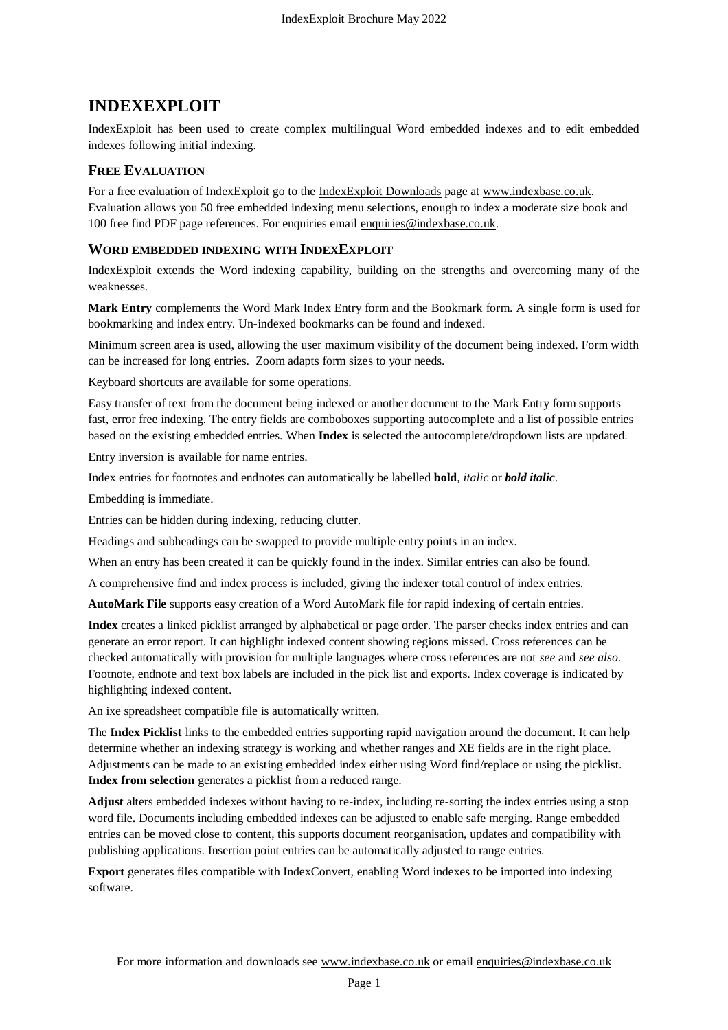# INDEXEXPLOIT

IndexExploit has been used to create complex multilingual Word embedded indexes and to edit embedded indexes following initial indexing.

## FREE EVALUATION

For a free evaluation of IndexExploit go to the IndexExploit Downloads page at www.indexbase.co.uk. Evaluation allows you 50 free embedded indexing menu selections, enough to index a moderate size book and 100 free find PDF page references. For enquiries email enquiries@indexbase.co.uk.

## WORD EMBEDDED INDEXING WITH INDEXEXPLOIT

IndexExploit extends the Word indexing capability, building on the strengths and overcoming many of the weaknesses.

**Mark Entry** complements the Word Mark Index Entry form and the Bookmark form. A single form is used for bookmarking and index entry. Un-indexed bookmarks can be found and indexed.

Minimum screen area is used, allowing the user maximum visibility of the document being indexed. Form width can be increased for long entries. Zoom adapts form sizes to your needs.

Keyboard shortcuts are available for some operations.

Easy transfer of text from the document being indexed or another document to the Mark Entry form supports fast, error free indexing. The entry fields are comboboxes supporting autocomplete and a list of possible entries based on the existing embedded entries. When **Index** is selected the autocomplete/dropdown lists are updated.

Entry inversion is available for name entries.

Index entries for footnotes and endnotes can automatically be labelled **bold**, *italic* or ***bold italic***.

Embedding is immediate.

Entries can be hidden during indexing, reducing clutter.

Headings and subheadings can be swapped to provide multiple entry points in an index.

When an entry has been created it can be quickly found in the index. Similar entries can also be found.

A comprehensive find and index process is included, giving the indexer total control of index entries.

**AutoMark File** supports easy creation of a Word AutoMark file for rapid indexing of certain entries.

**Index** creates a linked picklist arranged by alphabetical or page order. The parser checks index entries and can generate an error report. It can highlight indexed content showing regions missed. Cross references can be checked automatically with provision for multiple languages where cross references are not *see* and *see also*. Footnote, endnote and text box labels are included in the pick list and exports. Index coverage is indicated by highlighting indexed content.

An ixe spreadsheet compatible file is automatically written.

The **Index Picklist** links to the embedded entries supporting rapid navigation around the document. It can help determine whether an indexing strategy is working and whether ranges and XE fields are in the right place. Adjustments can be made to an existing embedded index either using Word find/replace or using the picklist. **Index from selection** generates a picklist from a reduced range.

**Adjust** alters embedded indexes without having to re-index, including re-sorting the index entries using a stop word file**.** Documents including embedded indexes can be adjusted to enable safe merging. Range embedded entries can be moved close to content, this supports document reorganisation, updates and compatibility with publishing applications. Insertion point entries can be automatically adjusted to range entries.

**Export** generates files compatible with IndexConvert, enabling Word indexes to be imported into indexing software.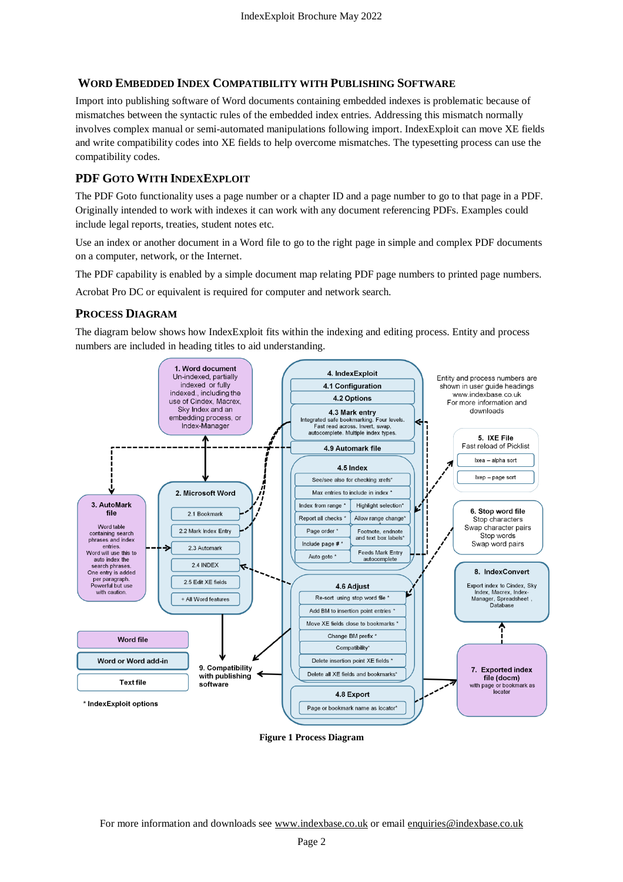## Word Embedded Index Compatibility with Publishing Software

Import into publishing software of Word documents containing embedded indexes is problematic because of mismatches between the syntactic rules of the embedded index entries. Addressing this mismatch normally involves complex manual or semi-automated manipulations following import. IndexExploit can move XE fields and write compatibility codes into XE fields to help overcome mismatches. The typesetting process can use the compatibility codes.

## PDF Goto with IndexExploit

The PDF Goto functionality uses a page number or a chapter ID and a page number to go to that page in a PDF. Originally intended to work with indexes it can work with any document referencing PDFs. Examples could include legal reports, treaties, student notes etc.

Use an index or another document in a Word file to go to the right page in simple and complex PDF documents on a computer, network, or the Internet.

The PDF capability is enabled by a simple document map relating PDF page numbers to printed page numbers.

Acrobat Pro DC or equivalent is required for computer and network search.

## Process Diagram

The diagram below shows how IndexExploit fits within the indexing and editing process. Entity and process numbers are included in heading titles to aid understanding.

**1. Word document**
Un-indexed, partially indexed or fully indexed., including the use of Cindex, Macrex, Sky Index and an embedding process, or Index-Manager

**2. Microsoft Word**
- 2.1 Bookmark
- 2.2 Mark Index Entry
- 2.3 Automark
- 2.4 INDEX
- 2.5 Edit XE fields
- + All Word features

**3. AutoMark file**
Word table containing search phrases and index entries.
Word will use this to auto index the search phrases.
One entry is added per paragraph.
Powerful but use with caution.

**4. IndexExploit**
- 4.1 Configuration
- 4.2 Options
- 4.3 Mark entry
  Integrated safe bookmarking. Four levels. Fast read across. Invert, swap, autocomplete. Multiple index types.
- 4.9 Automark file
- 4.5 Index
  - See/see also for checking xrefs*
  - Max entries to include in index *
  - Index from range *
  - Highlight selection*
  - Report all checks *
  - Allow range change*
  - Page order *
  - Footnote, endnote and text box labels*
  - Include page # *
  - Auto goto *
  - Feeds Mark Entry autocomplete
- 4.6 Adjust
  - Re-sort using stop word file *
  - Add BM to insertion point entries *
  - Move XE fields close to bookmarks *
  - Change BM prefix *
  - Compatibility*
  - Delete insertion point XE fields *
  - Delete all XE fields and bookmarks*
- 4.8 Export
  - Page or bookmark name as locator*

Entity and process numbers are shown in user guide headings www.indexbase.co.uk For more information and downloads

**5. IXE File**
Fast reload of Picklist
- Ixea – alpha sort
- Ixep – page sort

**6. Stop word file**
Stop characters
Swap character pairs
Stop words
Swap word pairs

**7. Exported index file (docm)**
with page or bookmark as locator

**8. IndexConvert**
Export index to Cindex, Sky Index, Macrex, Index-Manager, Spreadsheet , Database

**9. Compatibility with publishing software**

Word file

Word or Word add-in

Text file

\* IndexExploit options

**Figure 1 Process Diagram**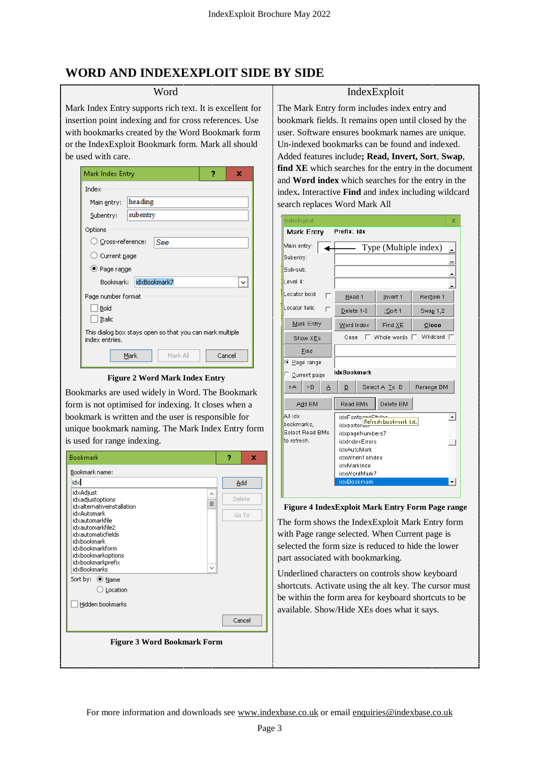## WORD AND INDEXEXPLOIT SIDE BY SIDE

### Word

Mark Index Entry supports rich text. It is excellent for insertion point indexing and for cross references. Use with bookmarks created by the Word Bookmark form or the IndexExploit Bookmark form. Mark all should be used with care.

**Figure 2 Word Mark Index Entry**

Bookmarks are used widely in Word. The Bookmark form is not optimised for indexing. It closes when a bookmark is written and the user is responsible for unique bookmark naming. The Mark Index Entry form is used for range indexing.

**Figure 3 Word Bookmark Form**

### IndexExploit

The Mark Entry form includes index entry and bookmark fields. It remains open until closed by the user. Software ensures bookmark names are unique. Un-indexed bookmarks can be found and indexed. Added features include**; Read, Invert, Sort**, **Swap**, **find XE** which searches for the entry in the document and **Word index** which searches for the entry in the index**.** Interactive **Find** and index including wildcard search replaces Word Mark All

**Figure 4 IndexExploit Mark Entry Form Page range**

The form shows the IndexExploit Mark Entry form with Page range selected. When Current page is selected the form size is reduced to hide the lower part associated with bookmarking.

Underlined characters on controls show keyboard shortcuts. Activate using the alt key. The cursor must be within the form area for keyboard shortcuts to be available. Show/Hide XEs does what it says.

For more information and downloads see www.indexbase.co.uk or email enquiries@indexbase.co.uk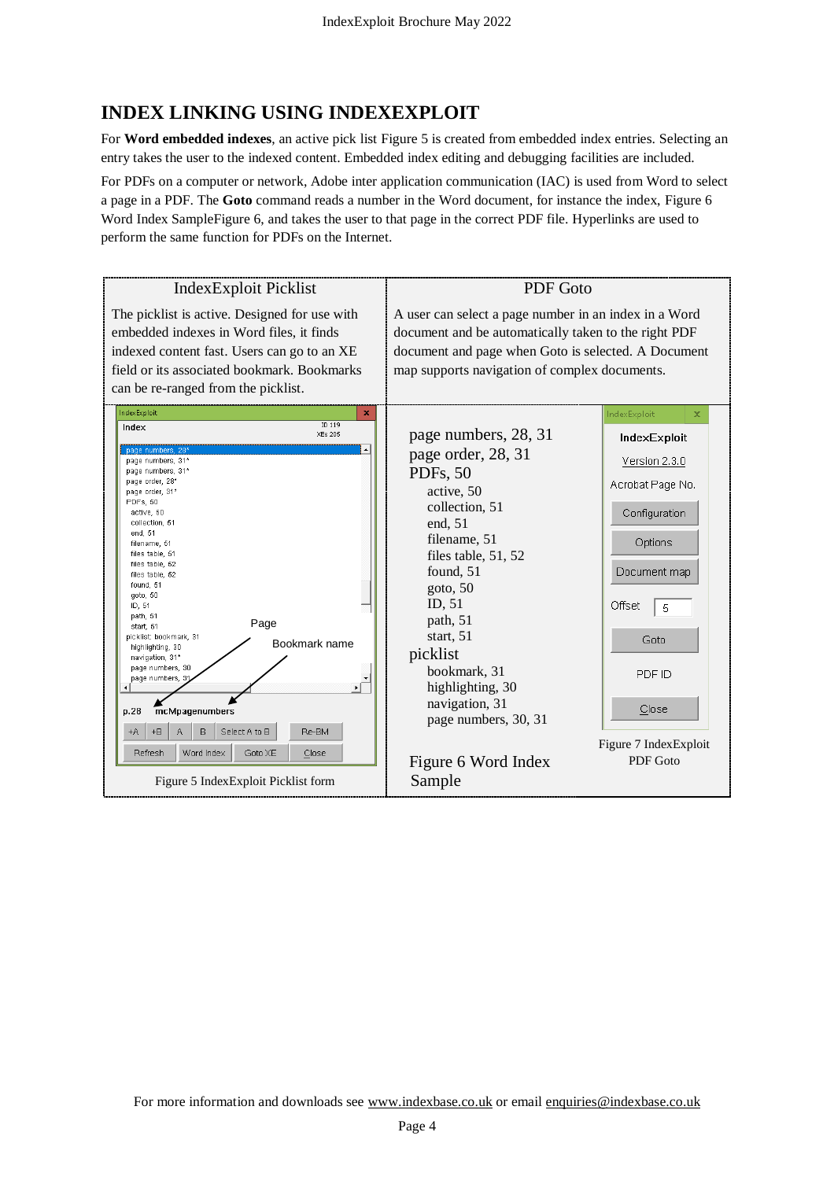# INDEX LINKING USING INDEXEXPLOIT

For **Word embedded indexes**, an active pick list Figure 5 is created from embedded index entries. Selecting an entry takes the user to the indexed content. Embedded index editing and debugging facilities are included.

For PDFs on a computer or network, Adobe inter application communication (IAC) is used from Word to select a page in a PDF. The **Goto** command reads a number in the Word document, for instance the index, Figure 6 Word Index SampleFigure 6, and takes the user to that page in the correct PDF file. Hyperlinks are used to perform the same function for PDFs on the Internet.

## IndexExploit Picklist

The picklist is active. Designed for use with embedded indexes in Word files, it finds indexed content fast. Users can go to an XE field or its associated bookmark. Bookmarks can be re-ranged from the picklist.

IndexExploit

Index — ID 119, XEs 205

- page numbers, 28*
- page numbers, 31*
- page numbers, 31*
- page order, 28*
- page order, 31*
- PDFs, 50
  - active, 50
  - collection, 51
  - end, 51
  - filename, 51
  - files table, 51
  - files table, 52
  - files table, 52
  - found, 51
  - goto, 50
  - ID, 51
  - path, 51
  - start, 51
- picklist: bookmark, 31
  - highlighting, 30
  - navigation, 31*
  - page numbers, 30
  - page numbers, 31

Page — Bookmark name

p.28 mcMpagenumbers

+A | +B | A | B | Select A to B | Re-BM

Refresh | Word Index | Goto XE | Close

Figure 5 IndexExploit Picklist form

## PDF Goto

A user can select a page number in an index in a Word document and be automatically taken to the right PDF document and page when Goto is selected. A Document map supports navigation of complex documents.

page numbers, 28, 31
page order, 28, 31
PDFs, 50
- active, 50
- collection, 51
- end, 51
- filename, 51
- files table, 51, 52
- found, 51
- goto, 50
- ID, 51
- path, 51
- start, 51

picklist
- bookmark, 31
- highlighting, 30
- navigation, 31
- page numbers, 30, 31

Figure 6 Word Index Sample

IndexExploit

IndexExploit

Version 2.3.0

Acrobat Page No.

Configuration

Options

Document map

Offset 5

Goto

PDF ID

Close

Figure 7 IndexExploit PDF Goto

For more information and downloads see www.indexbase.co.uk or email enquiries@indexbase.co.uk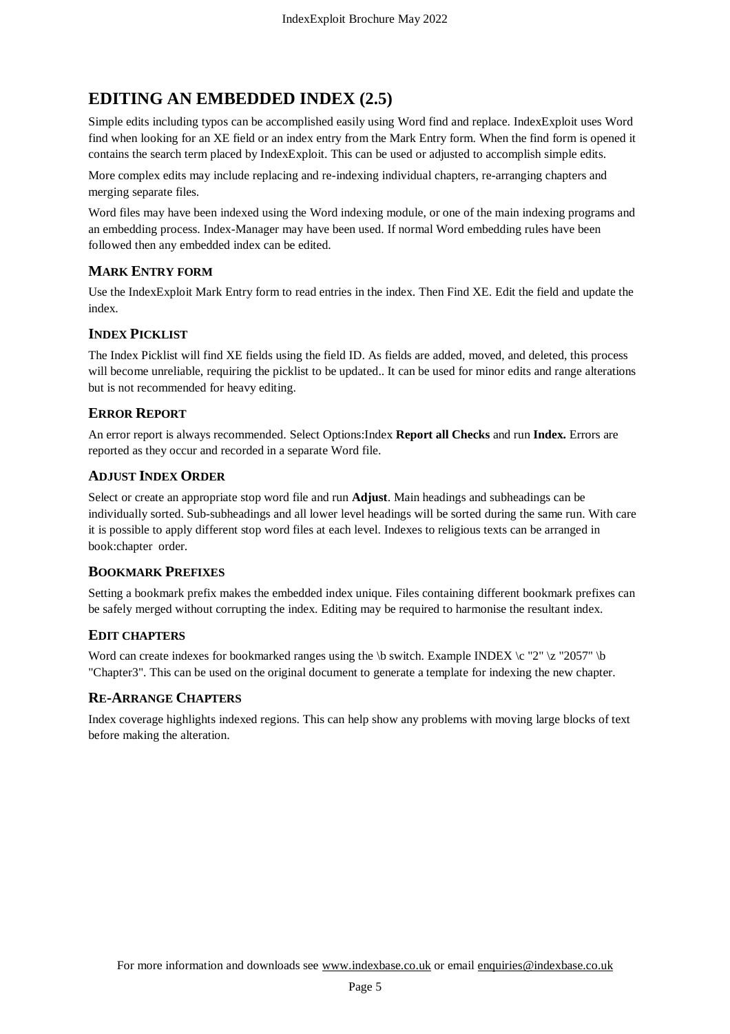# EDITING AN EMBEDDED INDEX (2.5)

Simple edits including typos can be accomplished easily using Word find and replace. IndexExploit uses Word find when looking for an XE field or an index entry from the Mark Entry form. When the find form is opened it contains the search term placed by IndexExploit. This can be used or adjusted to accomplish simple edits.

More complex edits may include replacing and re-indexing individual chapters, re-arranging chapters and merging separate files.

Word files may have been indexed using the Word indexing module, or one of the main indexing programs and an embedding process. Index-Manager may have been used. If normal Word embedding rules have been followed then any embedded index can be edited.

## MARK ENTRY FORM

Use the IndexExploit Mark Entry form to read entries in the index. Then Find XE. Edit the field and update the index.

## INDEX PICKLIST

The Index Picklist will find XE fields using the field ID. As fields are added, moved, and deleted, this process will become unreliable, requiring the picklist to be updated.. It can be used for minor edits and range alterations but is not recommended for heavy editing.

## ERROR REPORT

An error report is always recommended. Select Options:Index **Report all Checks** and run **Index.** Errors are reported as they occur and recorded in a separate Word file.

## ADJUST INDEX ORDER

Select or create an appropriate stop word file and run **Adjust**. Main headings and subheadings can be individually sorted. Sub-subheadings and all lower level headings will be sorted during the same run. With care it is possible to apply different stop word files at each level. Indexes to religious texts can be arranged in book:chapter order.

## BOOKMARK PREFIXES

Setting a bookmark prefix makes the embedded index unique. Files containing different bookmark prefixes can be safely merged without corrupting the index. Editing may be required to harmonise the resultant index.

## EDIT CHAPTERS

Word can create indexes for bookmarked ranges using the \b switch. Example INDEX \c "2" \z "2057" \b "Chapter3". This can be used on the original document to generate a template for indexing the new chapter.

## RE-ARRANGE CHAPTERS

Index coverage highlights indexed regions. This can help show any problems with moving large blocks of text before making the alteration.

For more information and downloads see www.indexbase.co.uk or email enquiries@indexbase.co.uk